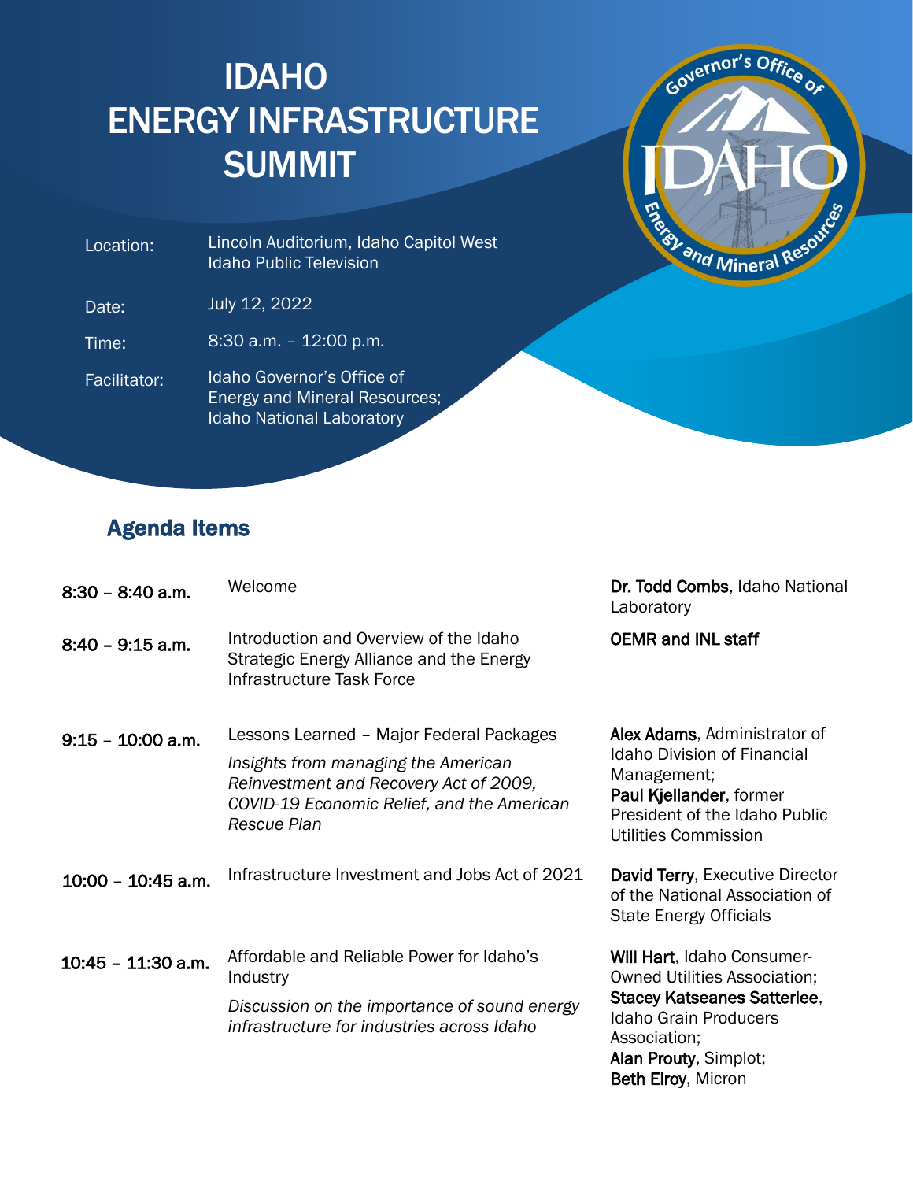# IDAHO ENERGY INFRASTRUCTURE SUMMIT

| | |
|---|---|
| Location: | Lincoln Auditorium, Idaho Capitol West<br>Idaho Public Television |
| Date: | July 12, 2022 |
| Time: | 8:30 a.m. – 12:00 p.m. |
| Facilitator: | Idaho Governor's Office of Energy and Mineral Resources;<br>Idaho National Laboratory |

## Agenda Items

| Time | Item | Speaker(s) |
|---|---|---|
| 8:30 – 8:40 a.m. | Welcome | **Dr. Todd Combs**, Idaho National Laboratory |
| 8:40 – 9:15 a.m. | Introduction and Overview of the Idaho Strategic Energy Alliance and the Energy Infrastructure Task Force | **OEMR and INL staff** |
| 9:15 – 10:00 a.m. | Lessons Learned – Major Federal Packages<br>*Insights from managing the American Reinvestment and Recovery Act of 2009, COVID-19 Economic Relief, and the American Rescue Plan* | **Alex Adams**, Administrator of Idaho Division of Financial Management;<br>**Paul Kjellander**, former President of the Idaho Public Utilities Commission |
| 10:00 – 10:45 a.m. | Infrastructure Investment and Jobs Act of 2021 | **David Terry**, Executive Director of the National Association of State Energy Officials |
| 10:45 – 11:30 a.m. | Affordable and Reliable Power for Idaho's Industry<br>*Discussion on the importance of sound energy infrastructure for industries across Idaho* | **Will Hart**, Idaho Consumer-Owned Utilities Association;<br>**Stacey Katseanes Satterlee**, Idaho Grain Producers Association;<br>**Alan Prouty**, Simplot;<br>**Beth Elroy**, Micron |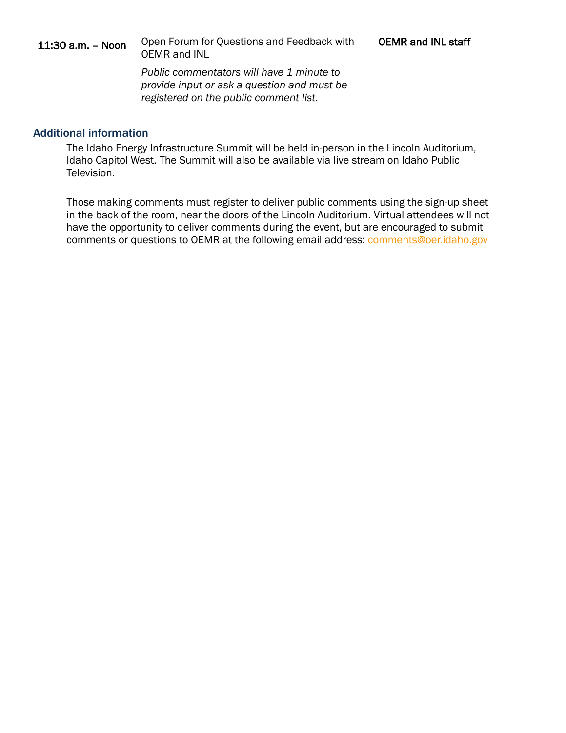| | | |
|---|---|---|
| **11:30 a.m. – Noon** | Open Forum for Questions and Feedback with OEMR and INL<br><br>*Public commentators will have 1 minute to provide input or ask a question and must be registered on the public comment list.* | **OEMR and INL staff** |

## Additional information

The Idaho Energy Infrastructure Summit will be held in-person in the Lincoln Auditorium, Idaho Capitol West. The Summit will also be available via live stream on Idaho Public Television.

Those making comments must register to deliver public comments using the sign-up sheet in the back of the room, near the doors of the Lincoln Auditorium. Virtual attendees will not have the opportunity to deliver comments during the event, but are encouraged to submit comments or questions to OEMR at the following email address: comments@oer.idaho.gov